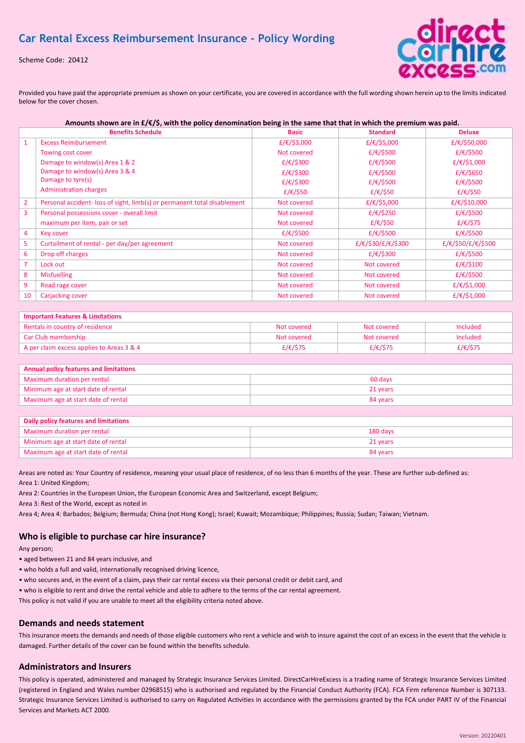# Car Rental Excess Reimbursement Insurance - Policy Wording

Scheme Code: 20412

Provided you have paid the appropriate premium as shown on your certificate, you are covered in accordance with the full wording shown herein up to the limits indicated below for the cover chosen.

**Amounts shown are in £/€/$, with the policy denomination being in the same that that in which the premium was paid.**

| | Benefits Schedule | Basic | Standard | Deluxe |
|---|---|---|---|---|
| 1 | Excess Reimbursement | £/€/$3,000 | £/€/$5,000 | £/€/$50,000 |
| | Towing cost cover | Not covered | £/€/$500 | £/€/$500 |
| | Damage to window(s) Area 1 & 2 | £/€/$300 | £/€/$500 | £/€/$1,000 |
| | Damage to window(s) Area 3 & 4 | £/€/$300 | £/€/$500 | £/€/$650 |
| | Damage to tyre(s) | £/€/$300 | £/€/$500 | £/€/$500 |
| | Administration charges | £/€/$50 | £/€/$50 | £/€/$50 |
| 2 | Personal accident- loss of sight, limb(s) or permanent total disablement | Not covered | £/€/$5,000 | £/€/$10,000 |
| 3 | Personal possessions cover - overall limit | Not covered | £/€/$250 | £/€/$500 |
| | maximum per item, pair or set | Not covered | £/€/$50 | £/€/$75 |
| 4 | Key cover | £/€/$500 | £/€/$500 | £/€/$500 |
| 5 | Curtailment of rental - per day/per agreement | Not covered | £/€/$30/£/€/$300 | £/€/$50/£/€/$500 |
| 6 | Drop off charges | Not covered | £/€/$300 | £/€/$500 |
| 7 | Lock out | Not covered | Not covered | £/€/$100 |
| 8 | Misfuelling | Not covered | Not covered | £/€/$500 |
| 9 | Road rage cover | Not covered | Not covered | £/€/$1,000 |
| 10 | Carjacking cover | Not covered | Not covered | £/€/$1,000 |

| Important Features & Limitations | | | |
|---|---|---|---|
| Rentals in country of residence | Not covered | Not covered | Included |
| Car Club membership | Not covered | Not covered | Included |
| A per claim excess applies to Areas 3 & 4 | £/€/$75 | £/€/$75 | £/€/$75 |

| Annual policy features and limitations | |
|---|---|
| Maximum duration per rental | 60 days |
| Minimum age at start date of rental | 21 years |
| Maximum age at start date of rental | 84 years |

| Daily policy features and limitations | |
|---|---|
| Maximum duration per rental | 180 days |
| Minimum age at start date of rental | 21 years |
| Maximum age at start date of rental | 84 years |

Areas are noted as: Your Country of residence, meaning your usual place of residence, of no less than 6 months of the year. These are further sub-defined as:

Area 1: United Kingdom;

Area 2: Countries in the European Union, the European Economic Area and Switzerland, except Belgium;

Area 3: Rest of the World, except as noted in

Area 4; Area 4: Barbados; Belgium; Bermuda; China (not Hong Kong); Israel; Kuwait; Mozambique; Philippines; Russia; Sudan; Taiwan; Vietnam.

## Who is eligible to purchase car hire insurance?

Any person;

- aged between 21 and 84 years inclusive, and
- who holds a full and valid, internationally recognised driving licence,
- who secures and, in the event of a claim, pays their car rental excess via their personal credit or debit card, and
- who is eligible to rent and drive the rental vehicle and able to adhere to the terms of the car rental agreement.

This policy is not valid if you are unable to meet all the eligibility criteria noted above.

## Demands and needs statement

This insurance meets the demands and needs of those eligible customers who rent a vehicle and wish to insure against the cost of an excess in the event that the vehicle is damaged. Further details of the cover can be found within the benefits schedule.

## Administrators and Insurers

This policy is operated, administered and managed by Strategic Insurance Services Limited. DirectCarHireExcess is a trading name of Strategic Insurance Services Limited (registered in England and Wales number 02968515) who is authorised and regulated by the Financial Conduct Authority (FCA). FCA Firm reference Number is 307133. Strategic Insurance Services Limited is authorised to carry on Regulated Activities in accordance with the permissions granted by the FCA under PART IV of the Financial Services and Markets ACT 2000.

Version: 20220401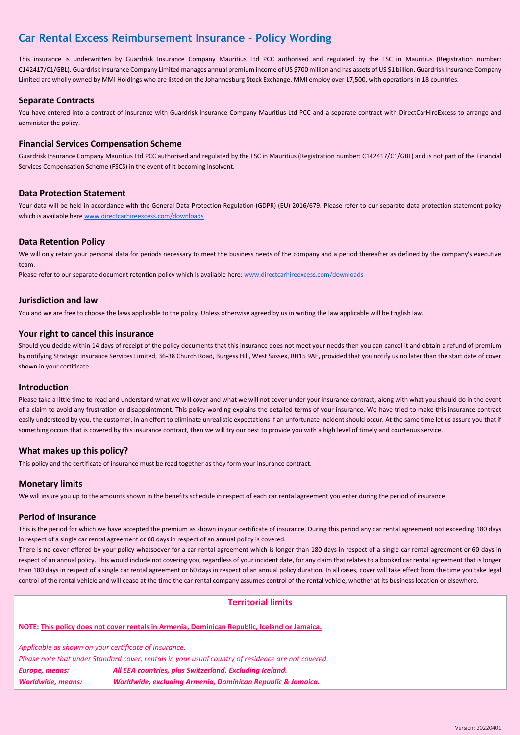# Car Rental Excess Reimbursement Insurance - Policy Wording

This insurance is underwritten by Guardrisk Insurance Company Mauritius Ltd PCC authorised and regulated by the FSC in Mauritius (Registration number: C142417/C1/GBL). Guardrisk Insurance Company Limited manages annual premium income of US $700 million and has assets of US $1 billion. Guardrisk Insurance Company Limited are wholly owned by MMI Holdings who are listed on the Johannesburg Stock Exchange. MMI employ over 17,500, with operations in 18 countries.

## Separate Contracts

You have entered into a contract of insurance with Guardrisk Insurance Company Mauritius Ltd PCC and a separate contract with DirectCarHireExcess to arrange and administer the policy.

## Financial Services Compensation Scheme

Guardrisk Insurance Company Mauritius Ltd PCC authorised and regulated by the FSC in Mauritius (Registration number: C142417/C1/GBL) and is not part of the Financial Services Compensation Scheme (FSCS) in the event of it becoming insolvent.

## Data Protection Statement

Your data will be held in accordance with the General Data Protection Regulation (GDPR) (EU) 2016/679. Please refer to our separate data protection statement policy which is available here www.directcarhireexcess.com/downloads

## Data Retention Policy

We will only retain your personal data for periods necessary to meet the business needs of the company and a period thereafter as defined by the company's executive team.

Please refer to our separate document retention policy which is available here: www.directcarhireexcess.com/downloads

## Jurisdiction and law

You and we are free to choose the laws applicable to the policy. Unless otherwise agreed by us in writing the law applicable will be English law.

## Your right to cancel this insurance

Should you decide within 14 days of receipt of the policy documents that this insurance does not meet your needs then you can cancel it and obtain a refund of premium by notifying Strategic Insurance Services Limited, 36-38 Church Road, Burgess Hill, West Sussex, RH15 9AE, provided that you notify us no later than the start date of cover shown in your certificate.

## Introduction

Please take a little time to read and understand what we will cover and what we will not cover under your insurance contract, along with what you should do in the event of a claim to avoid any frustration or disappointment. This policy wording explains the detailed terms of your insurance. We have tried to make this insurance contract easily understood by you, the customer, in an effort to eliminate unrealistic expectations if an unfortunate incident should occur. At the same time let us assure you that if something occurs that is covered by this insurance contract, then we will try our best to provide you with a high level of timely and courteous service.

## What makes up this policy?

This policy and the certificate of insurance must be read together as they form your insurance contract.

## Monetary limits

We will insure you up to the amounts shown in the benefits schedule in respect of each car rental agreement you enter during the period of insurance.

## Period of insurance

This is the period for which we have accepted the premium as shown in your certificate of insurance. During this period any car rental agreement not exceeding 180 days in respect of a single car rental agreement or 60 days in respect of an annual policy is covered.

There is no cover offered by your policy whatsoever for a car rental agreement which is longer than 180 days in respect of a single car rental agreement or 60 days in respect of an annual policy. This would include not covering you, regardless of your incident date, for any claim that relates to a booked car rental agreement that is longer than 180 days in respect of a single car rental agreement or 60 days in respect of an annual policy duration. In all cases, cover will take effect from the time you take legal control of the rental vehicle and will cease at the time the car rental company assumes control of the rental vehicle, whether at its business location or elsewhere.

## Territorial limits

**NOTE: This policy does not cover rentals in Armenia, Dominican Republic, Iceland or Jamaica.**

*Applicable as shown on your certificate of insurance.*
*Please note that under Standard cover, rentals in your usual country of residence are not covered.*

***Europe, means:*** *All EEA countries, plus Switzerland. Excluding Iceland.*
***Worldwide, means:*** *Worldwide, excluding Armenia, Dominican Republic & Jamaica.*

Version: 20220401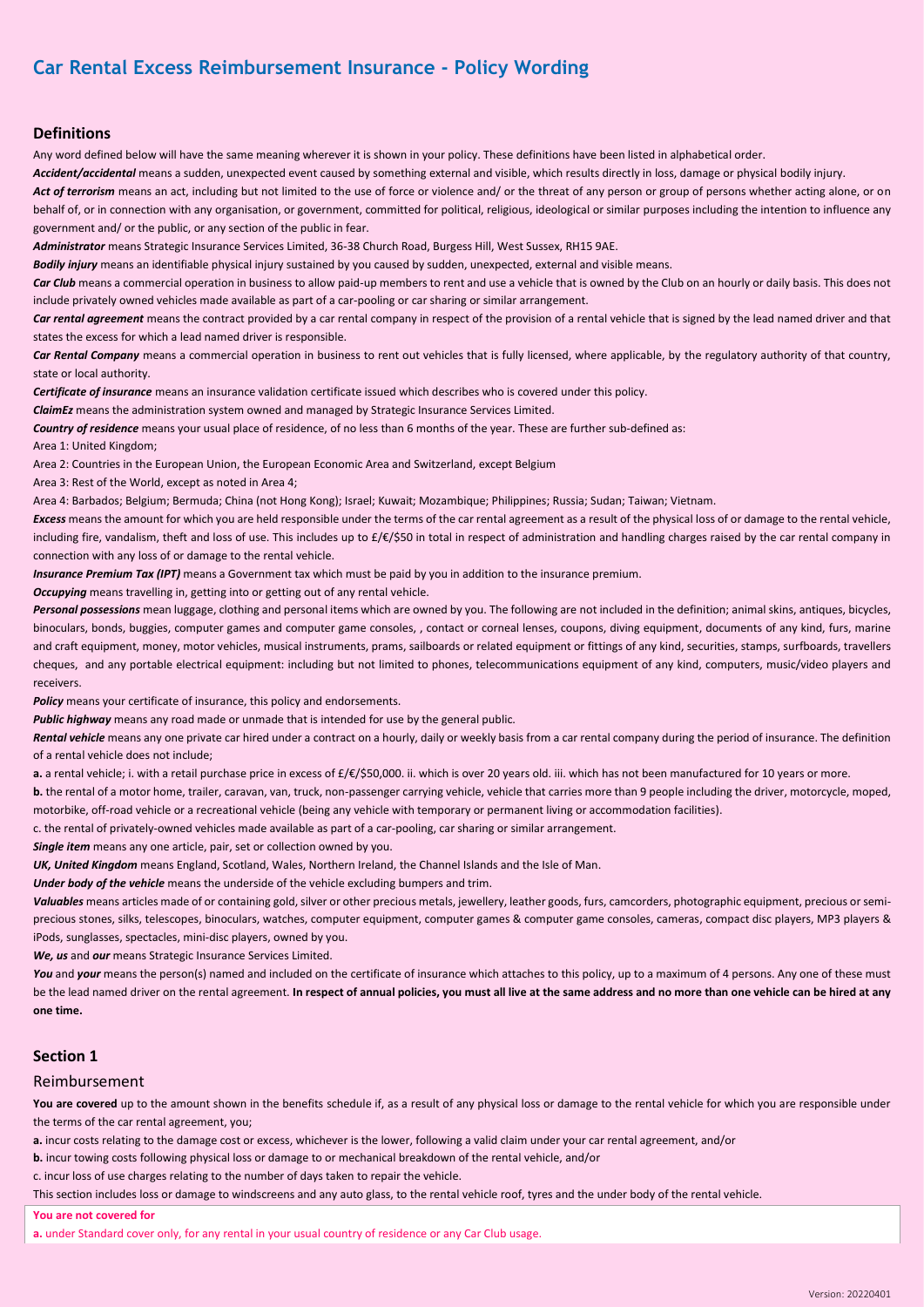# Car Rental Excess Reimbursement Insurance - Policy Wording

## Definitions

Any word defined below will have the same meaning wherever it is shown in your policy. These definitions have been listed in alphabetical order.

***Accident/accidental*** means a sudden, unexpected event caused by something external and visible, which results directly in loss, damage or physical bodily injury.

***Act of terrorism*** means an act, including but not limited to the use of force or violence and/ or the threat of any person or group of persons whether acting alone, or on behalf of, or in connection with any organisation, or government, committed for political, religious, ideological or similar purposes including the intention to influence any government and/ or the public, or any section of the public in fear.

***Administrator*** means Strategic Insurance Services Limited, 36-38 Church Road, Burgess Hill, West Sussex, RH15 9AE.

***Bodily injury*** means an identifiable physical injury sustained by you caused by sudden, unexpected, external and visible means.

***Car Club*** means a commercial operation in business to allow paid-up members to rent and use a vehicle that is owned by the Club on an hourly or daily basis. This does not include privately owned vehicles made available as part of a car-pooling or car sharing or similar arrangement.

***Car rental agreement*** means the contract provided by a car rental company in respect of the provision of a rental vehicle that is signed by the lead named driver and that states the excess for which a lead named driver is responsible.

***Car Rental Company*** means a commercial operation in business to rent out vehicles that is fully licensed, where applicable, by the regulatory authority of that country, state or local authority.

***Certificate of insurance*** means an insurance validation certificate issued which describes who is covered under this policy.

***ClaimEz*** means the administration system owned and managed by Strategic Insurance Services Limited.

***Country of residence*** means your usual place of residence, of no less than 6 months of the year. These are further sub-defined as:

Area 1: United Kingdom;

Area 2: Countries in the European Union, the European Economic Area and Switzerland, except Belgium

Area 3: Rest of the World, except as noted in Area 4;

Area 4: Barbados; Belgium; Bermuda; China (not Hong Kong); Israel; Kuwait; Mozambique; Philippines; Russia; Sudan; Taiwan; Vietnam.

***Excess*** means the amount for which you are held responsible under the terms of the car rental agreement as a result of the physical loss of or damage to the rental vehicle, including fire, vandalism, theft and loss of use. This includes up to £/€/$50 in total in respect of administration and handling charges raised by the car rental company in connection with any loss of or damage to the rental vehicle.

***Insurance Premium Tax (IPT)*** means a Government tax which must be paid by you in addition to the insurance premium.

***Occupying*** means travelling in, getting into or getting out of any rental vehicle.

***Personal possessions*** mean luggage, clothing and personal items which are owned by you. The following are not included in the definition; animal skins, antiques, bicycles, binoculars, bonds, buggies, computer games and computer game consoles, , contact or corneal lenses, coupons, diving equipment, documents of any kind, furs, marine and craft equipment, money, motor vehicles, musical instruments, prams, sailboards or related equipment or fittings of any kind, securities, stamps, surfboards, travellers cheques, and any portable electrical equipment: including but not limited to phones, telecommunications equipment of any kind, computers, music/video players and receivers.

***Policy*** means your certificate of insurance, this policy and endorsements.

***Public highway*** means any road made or unmade that is intended for use by the general public.

***Rental vehicle*** means any one private car hired under a contract on a hourly, daily or weekly basis from a car rental company during the period of insurance. The definition of a rental vehicle does not include;

**a.** a rental vehicle; i. with a retail purchase price in excess of £/€/$50,000. ii. which is over 20 years old. iii. which has not been manufactured for 10 years or more.

**b.** the rental of a motor home, trailer, caravan, van, truck, non-passenger carrying vehicle, vehicle that carries more than 9 people including the driver, motorcycle, moped, motorbike, off-road vehicle or a recreational vehicle (being any vehicle with temporary or permanent living or accommodation facilities).

c. the rental of privately-owned vehicles made available as part of a car-pooling, car sharing or similar arrangement.

***Single item*** means any one article, pair, set or collection owned by you.

***UK, United Kingdom*** means England, Scotland, Wales, Northern Ireland, the Channel Islands and the Isle of Man.

***Under body of the vehicle*** means the underside of the vehicle excluding bumpers and trim.

***Valuables*** means articles made of or containing gold, silver or other precious metals, jewellery, leather goods, furs, camcorders, photographic equipment, precious or semi-precious stones, silks, telescopes, binoculars, watches, computer equipment, computer games & computer game consoles, cameras, compact disc players, MP3 players & iPods, sunglasses, spectacles, mini-disc players, owned by you.

***We, us*** and ***our*** means Strategic Insurance Services Limited.

***You*** and ***your*** means the person(s) named and included on the certificate of insurance which attaches to this policy, up to a maximum of 4 persons. Any one of these must be the lead named driver on the rental agreement. **In respect of annual policies, you must all live at the same address and no more than one vehicle can be hired at any one time.**

## Section 1

### Reimbursement

**You are covered** up to the amount shown in the benefits schedule if, as a result of any physical loss or damage to the rental vehicle for which you are responsible under the terms of the car rental agreement, you;

**a.** incur costs relating to the damage cost or excess, whichever is the lower, following a valid claim under your car rental agreement, and/or

**b.** incur towing costs following physical loss or damage to or mechanical breakdown of the rental vehicle, and/or

c. incur loss of use charges relating to the number of days taken to repair the vehicle.

This section includes loss or damage to windscreens and any auto glass, to the rental vehicle roof, tyres and the under body of the rental vehicle.

**You are not covered for**

**a.** under Standard cover only, for any rental in your usual country of residence or any Car Club usage.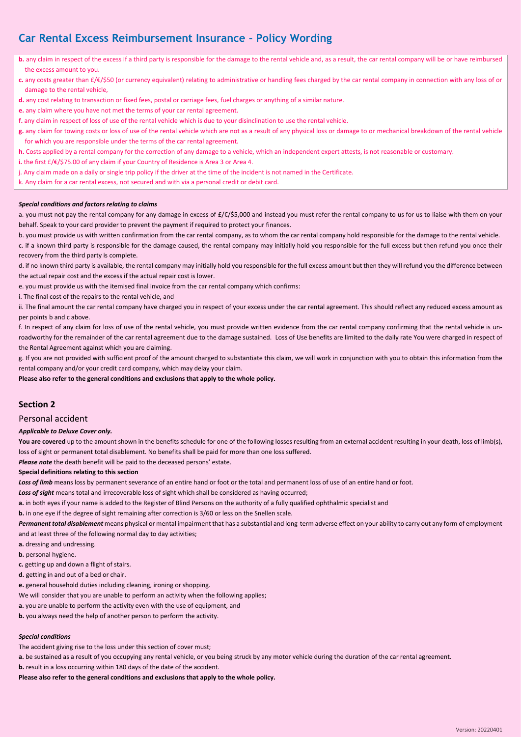# Car Rental Excess Reimbursement Insurance - Policy Wording

**b.** any claim in respect of the excess if a third party is responsible for the damage to the rental vehicle and, as a result, the car rental company will be or have reimbursed the excess amount to you.

**c.** any costs greater than £/€/$50 (or currency equivalent) relating to administrative or handling fees charged by the car rental company in connection with any loss of or damage to the rental vehicle,

**d.** any cost relating to transaction or fixed fees, postal or carriage fees, fuel charges or anything of a similar nature.

**e.** any claim where you have not met the terms of your car rental agreement.

**f.** any claim in respect of loss of use of the rental vehicle which is due to your disinclination to use the rental vehicle.

**g.** any claim for towing costs or loss of use of the rental vehicle which are not as a result of any physical loss or damage to or mechanical breakdown of the rental vehicle for which you are responsible under the terms of the car rental agreement.

**h.** Costs applied by a rental company for the correction of any damage to a vehicle, which an independent expert attests, is not reasonable or customary.

**i.** the first £/€/$75.00 of any claim if your Country of Residence is Area 3 or Area 4.

j. Any claim made on a daily or single trip policy if the driver at the time of the incident is not named in the Certificate.

k. Any claim for a car rental excess, not secured and with via a personal credit or debit card.

***Special conditions and factors relating to claims***

a. you must not pay the rental company for any damage in excess of £/€/$5,000 and instead you must refer the rental company to us for us to liaise with them on your behalf. Speak to your card provider to prevent the payment if required to protect your finances.

b. you must provide us with written confirmation from the car rental company, as to whom the car rental company hold responsible for the damage to the rental vehicle.

c. if a known third party is responsible for the damage caused, the rental company may initially hold you responsible for the full excess but then refund you once their recovery from the third party is complete.

d. if no known third party is available, the rental company may initially hold you responsible for the full excess amount but then they will refund you the difference between the actual repair cost and the excess if the actual repair cost is lower.

e. you must provide us with the itemised final invoice from the car rental company which confirms:

i. The final cost of the repairs to the rental vehicle, and

ii. The final amount the car rental company have charged you in respect of your excess under the car rental agreement. This should reflect any reduced excess amount as per points b and c above.

f. In respect of any claim for loss of use of the rental vehicle, you must provide written evidence from the car rental company confirming that the rental vehicle is un-roadworthy for the remainder of the car rental agreement due to the damage sustained. Loss of Use benefits are limited to the daily rate You were charged in respect of the Rental Agreement against which you are claiming.

g. If you are not provided with sufficient proof of the amount charged to substantiate this claim, we will work in conjunction with you to obtain this information from the rental company and/or your credit card company, which may delay your claim.

**Please also refer to the general conditions and exclusions that apply to the whole policy.**

## Section 2

### Personal accident

***Applicable to Deluxe Cover only.***

**You are covered** up to the amount shown in the benefits schedule for one of the following losses resulting from an external accident resulting in your death, loss of limb(s), loss of sight or permanent total disablement. No benefits shall be paid for more than one loss suffered.

***Please note*** the death benefit will be paid to the deceased persons' estate.

**Special definitions relating to this section**

***Loss of limb*** means loss by permanent severance of an entire hand or foot or the total and permanent loss of use of an entire hand or foot.

***Loss of sight*** means total and irrecoverable loss of sight which shall be considered as having occurred;

**a.** in both eyes if your name is added to the Register of Blind Persons on the authority of a fully qualified ophthalmic specialist and

**b.** in one eye if the degree of sight remaining after correction is 3/60 or less on the Snellen scale.

***Permanent total disablement*** means physical or mental impairment that has a substantial and long-term adverse effect on your ability to carry out any form of employment and at least three of the following normal day to day activities;

**a.** dressing and undressing.

**b.** personal hygiene.

**c.** getting up and down a flight of stairs.

**d.** getting in and out of a bed or chair.

**e.** general household duties including cleaning, ironing or shopping.

We will consider that you are unable to perform an activity when the following applies;

**a.** you are unable to perform the activity even with the use of equipment, and

**b.** you always need the help of another person to perform the activity.

***Special conditions***

The accident giving rise to the loss under this section of cover must;

**a.** be sustained as a result of you occupying any rental vehicle, or you being struck by any motor vehicle during the duration of the car rental agreement.

**b.** result in a loss occurring within 180 days of the date of the accident.

**Please also refer to the general conditions and exclusions that apply to the whole policy.**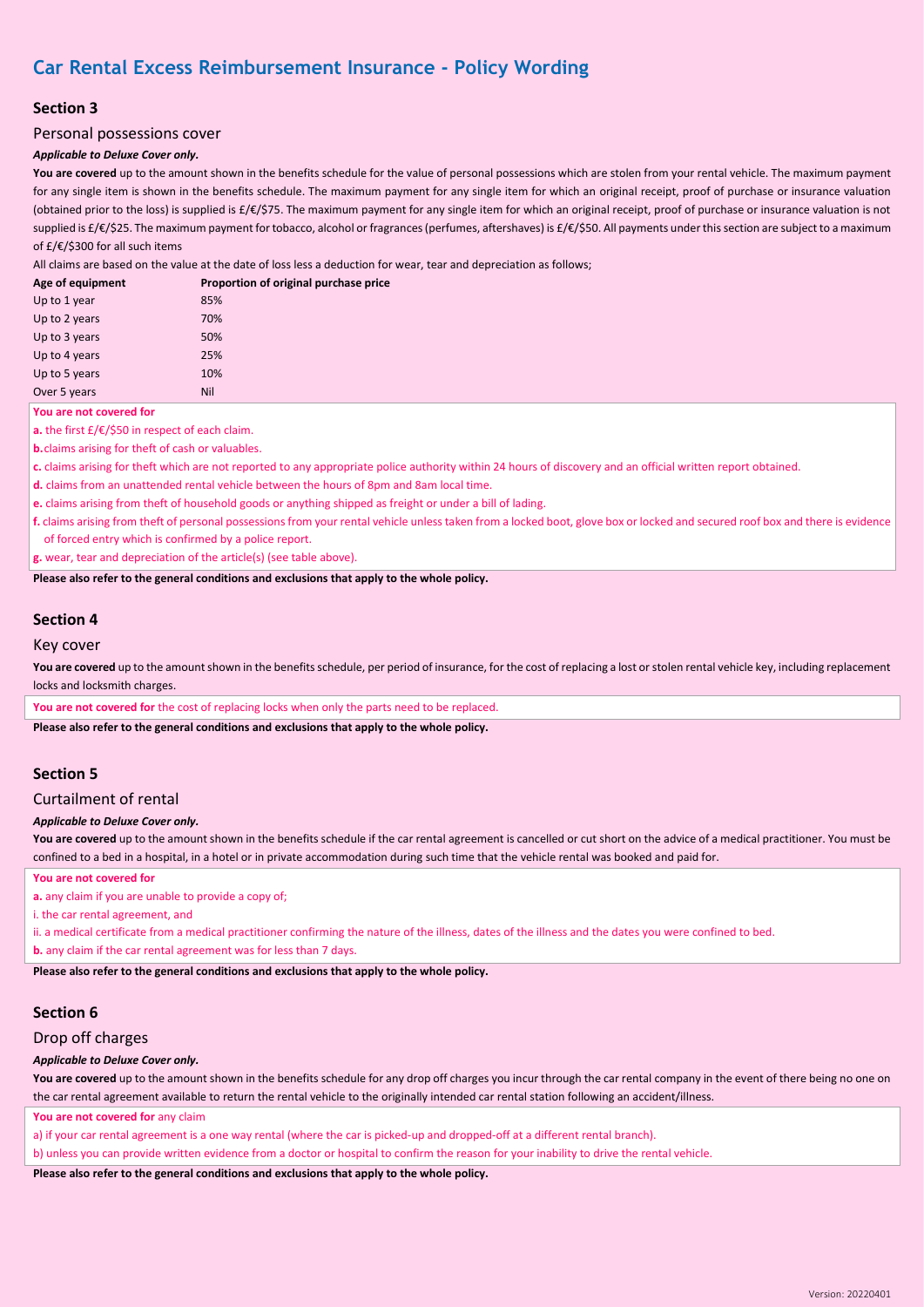# Car Rental Excess Reimbursement Insurance - Policy Wording

## Section 3

### Personal possessions cover

***Applicable to Deluxe Cover only.***

**You are covered** up to the amount shown in the benefits schedule for the value of personal possessions which are stolen from your rental vehicle. The maximum payment for any single item is shown in the benefits schedule. The maximum payment for any single item for which an original receipt, proof of purchase or insurance valuation (obtained prior to the loss) is supplied is £/€/$75. The maximum payment for any single item for which an original receipt, proof of purchase or insurance valuation is not supplied is £/€/$25. The maximum payment for tobacco, alcohol or fragrances (perfumes, aftershaves) is £/€/$50. All payments under this section are subject to a maximum of £/€/$300 for all such items

All claims are based on the value at the date of loss less a deduction for wear, tear and depreciation as follows;

| Age of equipment | Proportion of original purchase price |
|---|---|
| Up to 1 year | 85% |
| Up to 2 years | 70% |
| Up to 3 years | 50% |
| Up to 4 years | 25% |
| Up to 5 years | 10% |
| Over 5 years | Nil |

**You are not covered for**

**a.** the first £/€/$50 in respect of each claim.

**b.** claims arising for theft of cash or valuables.

**c.** claims arising for theft which are not reported to any appropriate police authority within 24 hours of discovery and an official written report obtained.

**d.** claims from an unattended rental vehicle between the hours of 8pm and 8am local time.

**e.** claims arising from theft of household goods or anything shipped as freight or under a bill of lading.

**f.** claims arising from theft of personal possessions from your rental vehicle unless taken from a locked boot, glove box or locked and secured roof box and there is evidence of forced entry which is confirmed by a police report.

**g.** wear, tear and depreciation of the article(s) (see table above).

**Please also refer to the general conditions and exclusions that apply to the whole policy.**

## Section 4

### Key cover

**You are covered** up to the amount shown in the benefits schedule, per period of insurance, for the cost of replacing a lost or stolen rental vehicle key, including replacement locks and locksmith charges.

**You are not covered for** the cost of replacing locks when only the parts need to be replaced.

**Please also refer to the general conditions and exclusions that apply to the whole policy.**

## Section 5

### Curtailment of rental

***Applicable to Deluxe Cover only.***

**You are covered** up to the amount shown in the benefits schedule if the car rental agreement is cancelled or cut short on the advice of a medical practitioner. You must be confined to a bed in a hospital, in a hotel or in private accommodation during such time that the vehicle rental was booked and paid for.

**You are not covered for**

**a.** any claim if you are unable to provide a copy of;

i. the car rental agreement, and

ii. a medical certificate from a medical practitioner confirming the nature of the illness, dates of the illness and the dates you were confined to bed.

**b.** any claim if the car rental agreement was for less than 7 days.

**Please also refer to the general conditions and exclusions that apply to the whole policy.**

## Section 6

### Drop off charges

***Applicable to Deluxe Cover only.***

**You are covered** up to the amount shown in the benefits schedule for any drop off charges you incur through the car rental company in the event of there being no one on the car rental agreement available to return the rental vehicle to the originally intended car rental station following an accident/illness.

**You are not covered for** any claim

a) if your car rental agreement is a one way rental (where the car is picked-up and dropped-off at a different rental branch).

b) unless you can provide written evidence from a doctor or hospital to confirm the reason for your inability to drive the rental vehicle.

**Please also refer to the general conditions and exclusions that apply to the whole policy.**

Version: 20220401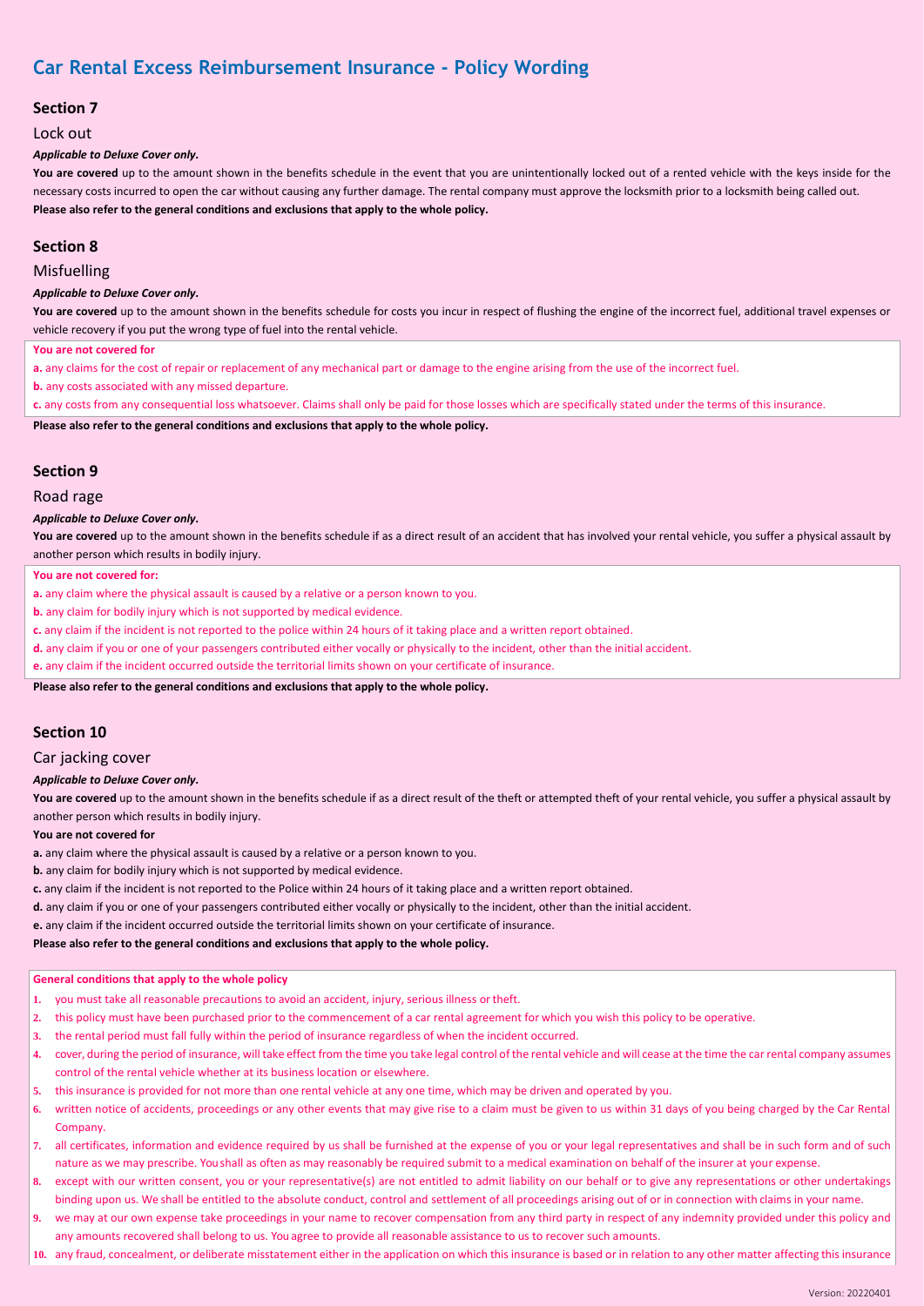# Car Rental Excess Reimbursement Insurance - Policy Wording

## Section 7

### Lock out

***Applicable to Deluxe Cover only.***

**You are covered** up to the amount shown in the benefits schedule in the event that you are unintentionally locked out of a rented vehicle with the keys inside for the necessary costs incurred to open the car without causing any further damage. The rental company must approve the locksmith prior to a locksmith being called out.

**Please also refer to the general conditions and exclusions that apply to the whole policy.**

## Section 8

### Misfuelling

***Applicable to Deluxe Cover only.***

**You are covered** up to the amount shown in the benefits schedule for costs you incur in respect of flushing the engine of the incorrect fuel, additional travel expenses or vehicle recovery if you put the wrong type of fuel into the rental vehicle.

**You are not covered for**

**a.** any claims for the cost of repair or replacement of any mechanical part or damage to the engine arising from the use of the incorrect fuel.

**b.** any costs associated with any missed departure.

**c.** any costs from any consequential loss whatsoever. Claims shall only be paid for those losses which are specifically stated under the terms of this insurance.

**Please also refer to the general conditions and exclusions that apply to the whole policy.**

## Section 9

### Road rage

***Applicable to Deluxe Cover only.***

**You are covered** up to the amount shown in the benefits schedule if as a direct result of an accident that has involved your rental vehicle, you suffer a physical assault by another person which results in bodily injury.

**You are not covered for:**

**a.** any claim where the physical assault is caused by a relative or a person known to you.

**b.** any claim for bodily injury which is not supported by medical evidence.

**c.** any claim if the incident is not reported to the police within 24 hours of it taking place and a written report obtained.

**d.** any claim if you or one of your passengers contributed either vocally or physically to the incident, other than the initial accident.

**e.** any claim if the incident occurred outside the territorial limits shown on your certificate of insurance.

**Please also refer to the general conditions and exclusions that apply to the whole policy.**

## Section 10

### Car jacking cover

***Applicable to Deluxe Cover only.***

**You are covered** up to the amount shown in the benefits schedule if as a direct result of the theft or attempted theft of your rental vehicle, you suffer a physical assault by another person which results in bodily injury.

**You are not covered for**

**a.** any claim where the physical assault is caused by a relative or a person known to you.

**b.** any claim for bodily injury which is not supported by medical evidence.

**c.** any claim if the incident is not reported to the Police within 24 hours of it taking place and a written report obtained.

**d.** any claim if you or one of your passengers contributed either vocally or physically to the incident, other than the initial accident.

**e.** any claim if the incident occurred outside the territorial limits shown on your certificate of insurance.

**Please also refer to the general conditions and exclusions that apply to the whole policy.**

**General conditions that apply to the whole policy**

1. you must take all reasonable precautions to avoid an accident, injury, serious illness or theft.
2. this policy must have been purchased prior to the commencement of a car rental agreement for which you wish this policy to be operative.
3. the rental period must fall fully within the period of insurance regardless of when the incident occurred.
4. cover, during the period of insurance, will take effect from the time you take legal control of the rental vehicle and will cease at the time the car rental company assumes control of the rental vehicle whether at its business location or elsewhere.
5. this insurance is provided for not more than one rental vehicle at any one time, which may be driven and operated by you.
6. written notice of accidents, proceedings or any other events that may give rise to a claim must be given to us within 31 days of you being charged by the Car Rental Company.
7. all certificates, information and evidence required by us shall be furnished at the expense of you or your legal representatives and shall be in such form and of such nature as we may prescribe. You shall as often as may reasonably be required submit to a medical examination on behalf of the insurer at your expense.
8. except with our written consent, you or your representative(s) are not entitled to admit liability on our behalf or to give any representations or other undertakings binding upon us. We shall be entitled to the absolute conduct, control and settlement of all proceedings arising out of or in connection with claims in your name.
9. we may at our own expense take proceedings in your name to recover compensation from any third party in respect of any indemnity provided under this policy and any amounts recovered shall belong to us. You agree to provide all reasonable assistance to us to recover such amounts.
10. any fraud, concealment, or deliberate misstatement either in the application on which this insurance is based or in relation to any other matter affecting this insurance

Version: 20220401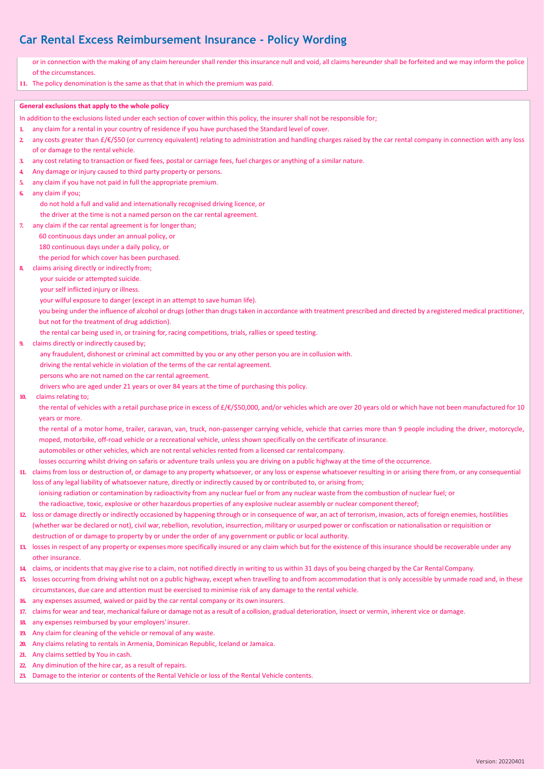# Car Rental Excess Reimbursement Insurance - Policy Wording

or in connection with the making of any claim hereunder shall render this insurance null and void, all claims hereunder shall be forfeited and we may inform the police of the circumstances.

11. The policy denomination is the same as that that in which the premium was paid.

**General exclusions that apply to the whole policy**

In addition to the exclusions listed under each section of cover within this policy, the insurer shall not be responsible for;

1. any claim for a rental in your country of residence if you have purchased the Standard level of cover.
2. any costs greater than £/€/$50 (or currency equivalent) relating to administration and handling charges raised by the car rental company in connection with any loss of or damage to the rental vehicle.
3. any cost relating to transaction or fixed fees, postal or carriage fees, fuel charges or anything of a similar nature.
4. Any damage or injury caused to third party property or persons.
5. any claim if you have not paid in full the appropriate premium.
6. any claim if you;
   - do not hold a full and valid and internationally recognised driving licence, or
   - the driver at the time is not a named person on the car rental agreement.
7. any claim if the car rental agreement is for longer than;
   - 60 continuous days under an annual policy, or
   - 180 continuous days under a daily policy, or
   - the period for which cover has been purchased.
8. claims arising directly or indirectly from;
   - your suicide or attempted suicide.
   - your self inflicted injury or illness.
   - your wilful exposure to danger (except in an attempt to save human life).
   - you being under the influence of alcohol or drugs (other than drugs taken in accordance with treatment prescribed and directed by a registered medical practitioner, but not for the treatment of drug addiction).
   - the rental car being used in, or training for, racing competitions, trials, rallies or speed testing.
9. claims directly or indirectly caused by;
   - any fraudulent, dishonest or criminal act committed by you or any other person you are in collusion with.
   - driving the rental vehicle in violation of the terms of the car rental agreement.
   - persons who are not named on the car rental agreement.
   - drivers who are aged under 21 years or over 84 years at the time of purchasing this policy.
10. claims relating to;
    - the rental of vehicles with a retail purchase price in excess of £/€/$50,000, and/or vehicles which are over 20 years old or which have not been manufactured for 10 years or more.
    - the rental of a motor home, trailer, caravan, van, truck, non-passenger carrying vehicle, vehicle that carries more than 9 people including the driver, motorcycle, moped, motorbike, off-road vehicle or a recreational vehicle, unless shown specifically on the certificate of insurance.
    - automobiles or other vehicles, which are not rental vehicles rented from a licensed car rental company.
    - losses occurring whilst driving on safaris or adventure trails unless you are driving on a public highway at the time of the occurrence.
11. claims from loss or destruction of, or damage to any property whatsoever, or any loss or expense whatsoever resulting in or arising there from, or any consequential loss of any legal liability of whatsoever nature, directly or indirectly caused by or contributed to, or arising from;
    - ionising radiation or contamination by radioactivity from any nuclear fuel or from any nuclear waste from the combustion of nuclear fuel; or
    - the radioactive, toxic, explosive or other hazardous properties of any explosive nuclear assembly or nuclear component thereof;
12. loss or damage directly or indirectly occasioned by happening through or in consequence of war, an act of terrorism, invasion, acts of foreign enemies, hostilities (whether war be declared or not), civil war, rebellion, revolution, insurrection, military or usurped power or confiscation or nationalisation or requisition or destruction of or damage to property by or under the order of any government or public or local authority.
13. losses in respect of any property or expenses more specifically insured or any claim which but for the existence of this insurance should be recoverable under any other insurance.
14. claims, or incidents that may give rise to a claim, not notified directly in writing to us within 31 days of you being charged by the Car Rental Company.
15. losses occurring from driving whilst not on a public highway, except when travelling to and from accommodation that is only accessible by unmade road and, in these circumstances, due care and attention must be exercised to minimise risk of any damage to the rental vehicle.
16. any expenses assumed, waived or paid by the car rental company or its own insurers.
17. claims for wear and tear, mechanical failure or damage not as a result of a collision, gradual deterioration, insect or vermin, inherent vice or damage.
18. any expenses reimbursed by your employers' insurer.
19. Any claim for cleaning of the vehicle or removal of any waste.
20. Any claims relating to rentals in Armenia, Dominican Republic, Iceland or Jamaica.
21. Any claims settled by You in cash.
22. Any diminution of the hire car, as a result of repairs.
23. Damage to the interior or contents of the Rental Vehicle or loss of the Rental Vehicle contents.

Version: 20220401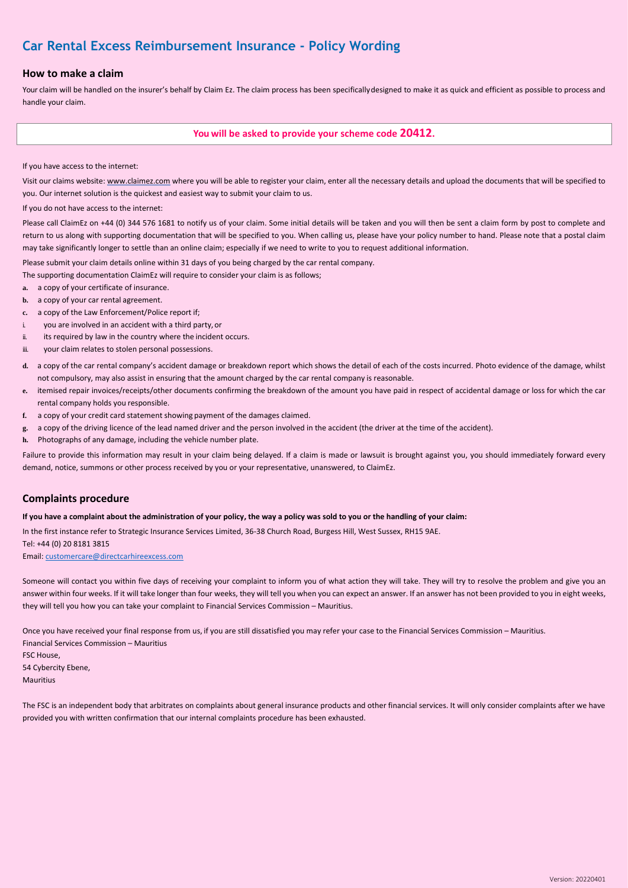# Car Rental Excess Reimbursement Insurance - Policy Wording

## How to make a claim

Your claim will be handled on the insurer's behalf by Claim Ez. The claim process has been specifically designed to make it as quick and efficient as possible to process and handle your claim.

**You will be asked to provide your scheme code 20412.**

If you have access to the internet:

Visit our claims website: www.claimez.com where you will be able to register your claim, enter all the necessary details and upload the documents that will be specified to you. Our internet solution is the quickest and easiest way to submit your claim to us.

If you do not have access to the internet:

Please call ClaimEz on +44 (0) 344 576 1681 to notify us of your claim. Some initial details will be taken and you will then be sent a claim form by post to complete and return to us along with supporting documentation that will be specified to you. When calling us, please have your policy number to hand. Please note that a postal claim may take significantly longer to settle than an online claim; especially if we need to write to you to request additional information.

Please submit your claim details online within 31 days of you being charged by the car rental company.

The supporting documentation ClaimEz will require to consider your claim is as follows;

- **a.** a copy of your certificate of insurance.
- **b.** a copy of your car rental agreement.
- **c.** a copy of the Law Enforcement/Police report if;
  - i. you are involved in an accident with a third party, or
  - ii. its required by law in the country where the incident occurs.
  - iii. your claim relates to stolen personal possessions.
- **d.** a copy of the car rental company's accident damage or breakdown report which shows the detail of each of the costs incurred. Photo evidence of the damage, whilst not compulsory, may also assist in ensuring that the amount charged by the car rental company is reasonable.
- **e.** itemised repair invoices/receipts/other documents confirming the breakdown of the amount you have paid in respect of accidental damage or loss for which the car rental company holds you responsible.
- **f.** a copy of your credit card statement showing payment of the damages claimed.
- **g.** a copy of the driving licence of the lead named driver and the person involved in the accident (the driver at the time of the accident).
- **h.** Photographs of any damage, including the vehicle number plate.

Failure to provide this information may result in your claim being delayed. If a claim is made or lawsuit is brought against you, you should immediately forward every demand, notice, summons or other process received by you or your representative, unanswered, to ClaimEz.

## Complaints procedure

**If you have a complaint about the administration of your policy, the way a policy was sold to you or the handling of your claim:**

In the first instance refer to Strategic Insurance Services Limited, 36-38 Church Road, Burgess Hill, West Sussex, RH15 9AE.
Tel: +44 (0) 20 8181 3815
Email: customercare@directcarhireexcess.com

Someone will contact you within five days of receiving your complaint to inform you of what action they will take. They will try to resolve the problem and give you an answer within four weeks. If it will take longer than four weeks, they will tell you when you can expect an answer. If an answer has not been provided to you in eight weeks, they will tell you how you can take your complaint to Financial Services Commission – Mauritius.

Once you have received your final response from us, if you are still dissatisfied you may refer your case to the Financial Services Commission – Mauritius.
Financial Services Commission – Mauritius
FSC House,
54 Cybercity Ebene,
Mauritius

The FSC is an independent body that arbitrates on complaints about general insurance products and other financial services. It will only consider complaints after we have provided you with written confirmation that our internal complaints procedure has been exhausted.

Version: 20220401